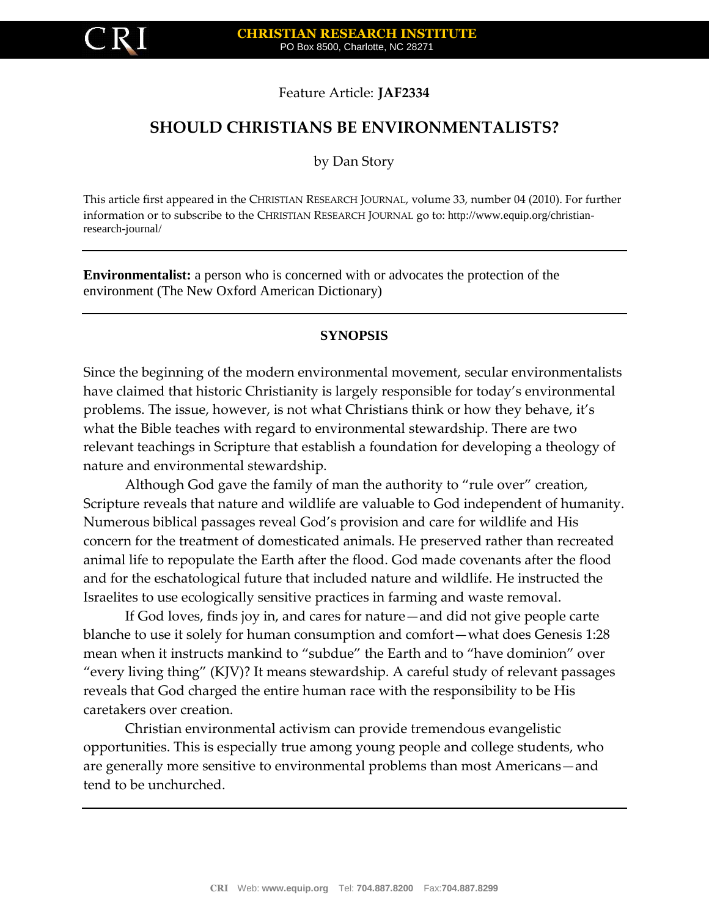CRI **CHRISTIAN RESEARCH INSTITUTE**
PO Box 8500, Charlotte, NC 28271

Feature Article: **JAF2334**

# SHOULD CHRISTIANS BE ENVIRONMENTALISTS?

by Dan Story

This article first appeared in the CHRISTIAN RESEARCH JOURNAL, volume 33, number 04 (2010). For further information or to subscribe to the CHRISTIAN RESEARCH JOURNAL go to: http://www.equip.org/christian-research-journal/

---

**Environmentalist:** a person who is concerned with or advocates the protection of the environment (The New Oxford American Dictionary)

---

## SYNOPSIS

Since the beginning of the modern environmental movement, secular environmentalists have claimed that historic Christianity is largely responsible for today's environmental problems. The issue, however, is not what Christians think or how they behave, it's what the Bible teaches with regard to environmental stewardship. There are two relevant teachings in Scripture that establish a foundation for developing a theology of nature and environmental stewardship.

Although God gave the family of man the authority to "rule over" creation, Scripture reveals that nature and wildlife are valuable to God independent of humanity. Numerous biblical passages reveal God's provision and care for wildlife and His concern for the treatment of domesticated animals. He preserved rather than recreated animal life to repopulate the Earth after the flood. God made covenants after the flood and for the eschatological future that included nature and wildlife. He instructed the Israelites to use ecologically sensitive practices in farming and waste removal.

If God loves, finds joy in, and cares for nature—and did not give people carte blanche to use it solely for human consumption and comfort—what does Genesis 1:28 mean when it instructs mankind to "subdue" the Earth and to "have dominion" over "every living thing" (KJV)? It means stewardship. A careful study of relevant passages reveals that God charged the entire human race with the responsibility to be His caretakers over creation.

Christian environmental activism can provide tremendous evangelistic opportunities. This is especially true among young people and college students, who are generally more sensitive to environmental problems than most Americans—and tend to be unchurched.

---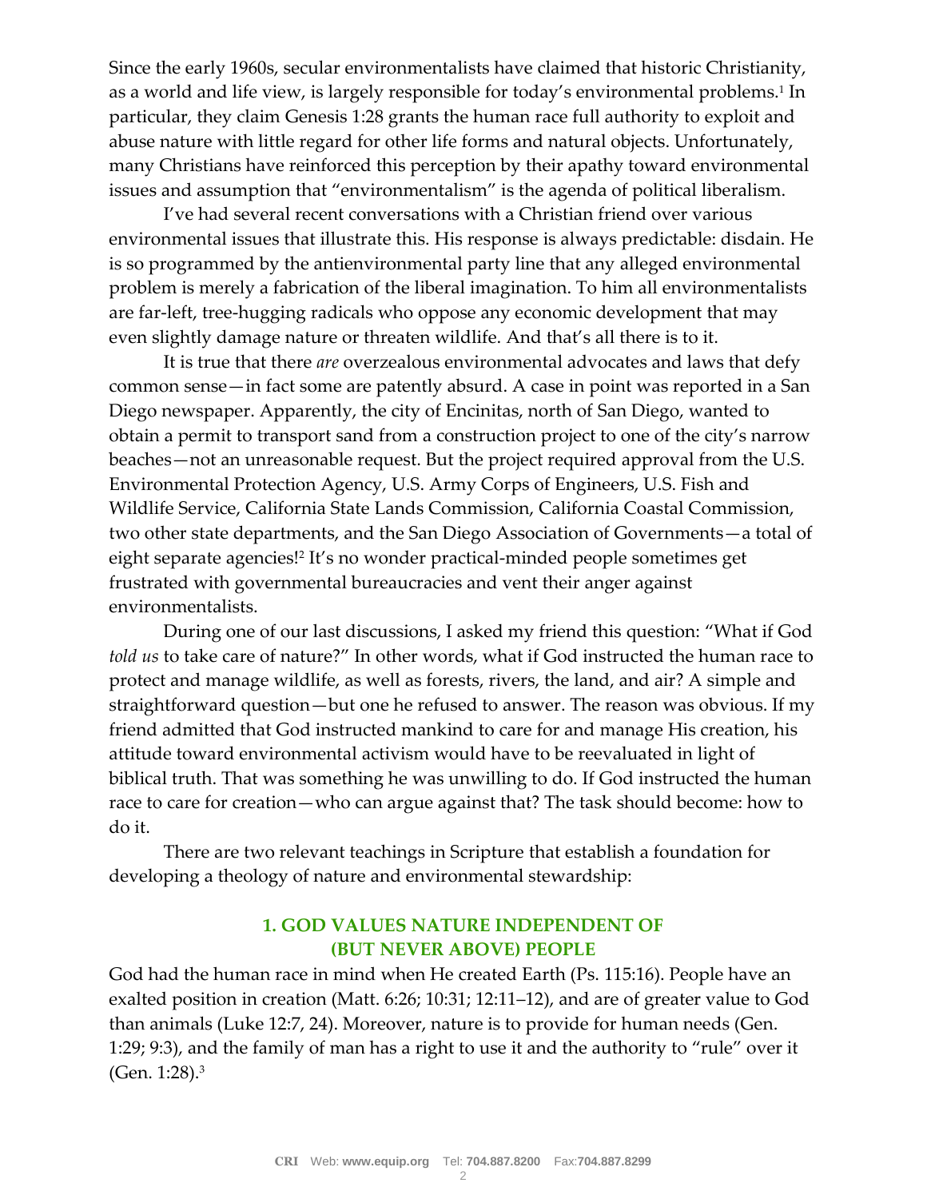Since the early 1960s, secular environmentalists have claimed that historic Christianity, as a world and life view, is largely responsible for today's environmental problems.[1] In particular, they claim Genesis 1:28 grants the human race full authority to exploit and abuse nature with little regard for other life forms and natural objects. Unfortunately, many Christians have reinforced this perception by their apathy toward environmental issues and assumption that "environmentalism" is the agenda of political liberalism.

I've had several recent conversations with a Christian friend over various environmental issues that illustrate this. His response is always predictable: disdain. He is so programmed by the antienvironmental party line that any alleged environmental problem is merely a fabrication of the liberal imagination. To him all environmentalists are far-left, tree-hugging radicals who oppose any economic development that may even slightly damage nature or threaten wildlife. And that's all there is to it.

It is true that there *are* overzealous environmental advocates and laws that defy common sense—in fact some are patently absurd. A case in point was reported in a San Diego newspaper. Apparently, the city of Encinitas, north of San Diego, wanted to obtain a permit to transport sand from a construction project to one of the city's narrow beaches—not an unreasonable request. But the project required approval from the U.S. Environmental Protection Agency, U.S. Army Corps of Engineers, U.S. Fish and Wildlife Service, California State Lands Commission, California Coastal Commission, two other state departments, and the San Diego Association of Governments—a total of eight separate agencies![2] It's no wonder practical-minded people sometimes get frustrated with governmental bureaucracies and vent their anger against environmentalists.

During one of our last discussions, I asked my friend this question: "What if God *told us* to take care of nature?" In other words, what if God instructed the human race to protect and manage wildlife, as well as forests, rivers, the land, and air? A simple and straightforward question—but one he refused to answer. The reason was obvious. If my friend admitted that God instructed mankind to care for and manage His creation, his attitude toward environmental activism would have to be reevaluated in light of biblical truth. That was something he was unwilling to do. If God instructed the human race to care for creation—who can argue against that? The task should become: how to do it.

There are two relevant teachings in Scripture that establish a foundation for developing a theology of nature and environmental stewardship:

## 1. GOD VALUES NATURE INDEPENDENT OF (BUT NEVER ABOVE) PEOPLE

God had the human race in mind when He created Earth (Ps. 115:16). People have an exalted position in creation (Matt. 6:26; 10:31; 12:11–12), and are of greater value to God than animals (Luke 12:7, 24). Moreover, nature is to provide for human needs (Gen. 1:29; 9:3), and the family of man has a right to use it and the authority to "rule" over it (Gen. 1:28).[3]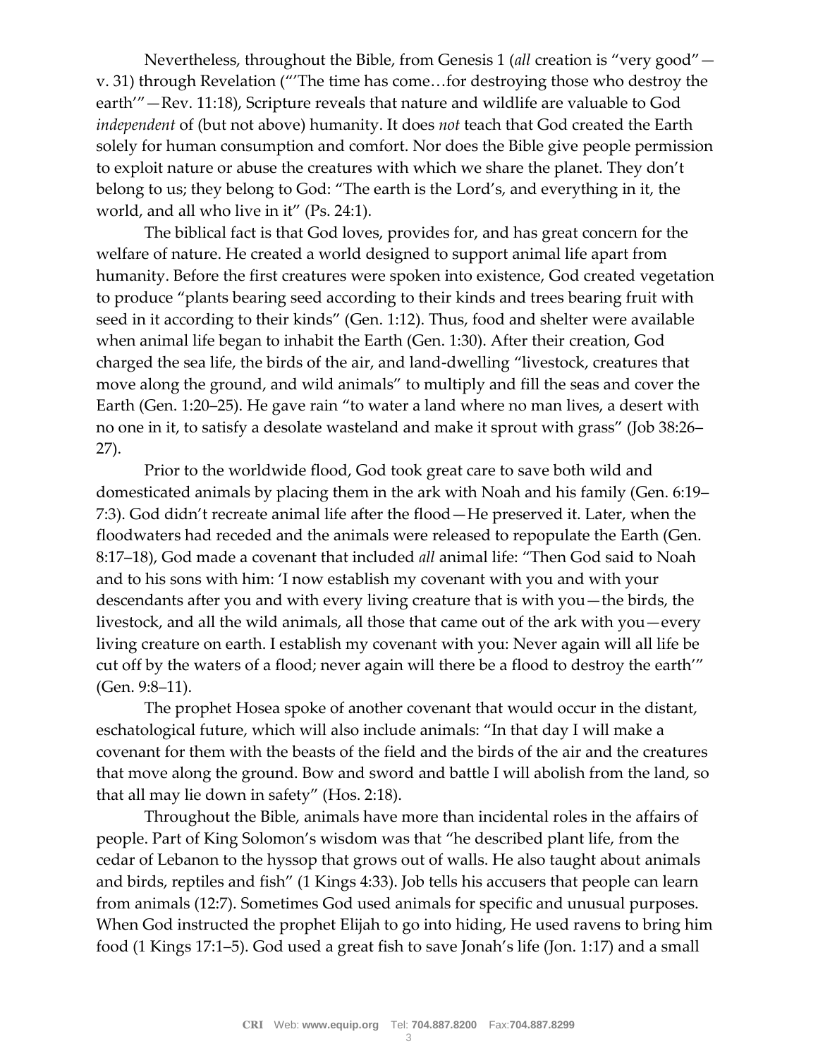Nevertheless, throughout the Bible, from Genesis 1 (*all* creation is "very good"—v. 31) through Revelation ("'The time has come…for destroying those who destroy the earth'"—Rev. 11:18), Scripture reveals that nature and wildlife are valuable to God *independent* of (but not above) humanity. It does *not* teach that God created the Earth solely for human consumption and comfort. Nor does the Bible give people permission to exploit nature or abuse the creatures with which we share the planet. They don't belong to us; they belong to God: "The earth is the Lord's, and everything in it, the world, and all who live in it" (Ps. 24:1).

The biblical fact is that God loves, provides for, and has great concern for the welfare of nature. He created a world designed to support animal life apart from humanity. Before the first creatures were spoken into existence, God created vegetation to produce "plants bearing seed according to their kinds and trees bearing fruit with seed in it according to their kinds" (Gen. 1:12). Thus, food and shelter were available when animal life began to inhabit the Earth (Gen. 1:30). After their creation, God charged the sea life, the birds of the air, and land-dwelling "livestock, creatures that move along the ground, and wild animals" to multiply and fill the seas and cover the Earth (Gen. 1:20–25). He gave rain "to water a land where no man lives, a desert with no one in it, to satisfy a desolate wasteland and make it sprout with grass" (Job 38:26–27).

Prior to the worldwide flood, God took great care to save both wild and domesticated animals by placing them in the ark with Noah and his family (Gen. 6:19–7:3). God didn't recreate animal life after the flood—He preserved it. Later, when the floodwaters had receded and the animals were released to repopulate the Earth (Gen. 8:17–18), God made a covenant that included *all* animal life: "Then God said to Noah and to his sons with him: 'I now establish my covenant with you and with your descendants after you and with every living creature that is with you—the birds, the livestock, and all the wild animals, all those that came out of the ark with you—every living creature on earth. I establish my covenant with you: Never again will all life be cut off by the waters of a flood; never again will there be a flood to destroy the earth'" (Gen. 9:8–11).

The prophet Hosea spoke of another covenant that would occur in the distant, eschatological future, which will also include animals: "In that day I will make a covenant for them with the beasts of the field and the birds of the air and the creatures that move along the ground. Bow and sword and battle I will abolish from the land, so that all may lie down in safety" (Hos. 2:18).

Throughout the Bible, animals have more than incidental roles in the affairs of people. Part of King Solomon's wisdom was that "he described plant life, from the cedar of Lebanon to the hyssop that grows out of walls. He also taught about animals and birds, reptiles and fish" (1 Kings 4:33). Job tells his accusers that people can learn from animals (12:7). Sometimes God used animals for specific and unusual purposes. When God instructed the prophet Elijah to go into hiding, He used ravens to bring him food (1 Kings 17:1–5). God used a great fish to save Jonah's life (Jon. 1:17) and a small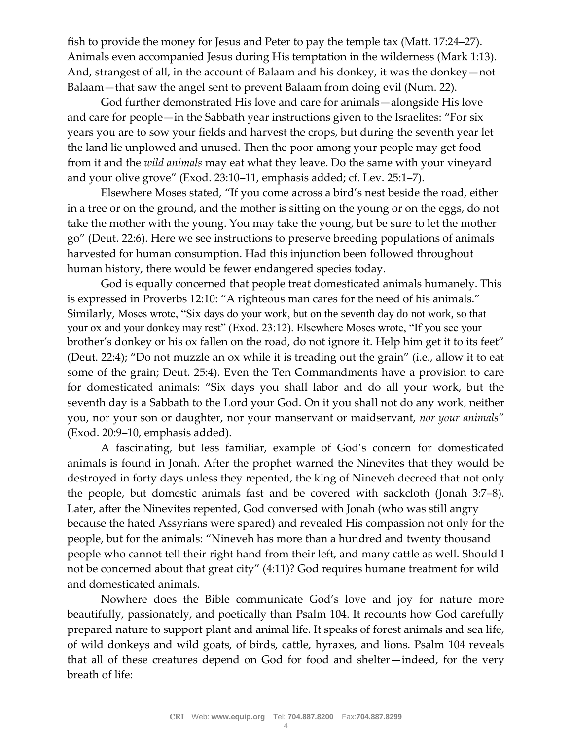fish to provide the money for Jesus and Peter to pay the temple tax (Matt. 17:24–27). Animals even accompanied Jesus during His temptation in the wilderness (Mark 1:13). And, strangest of all, in the account of Balaam and his donkey, it was the donkey—not Balaam—that saw the angel sent to prevent Balaam from doing evil (Num. 22).

God further demonstrated His love and care for animals—alongside His love and care for people—in the Sabbath year instructions given to the Israelites: "For six years you are to sow your fields and harvest the crops, but during the seventh year let the land lie unplowed and unused. Then the poor among your people may get food from it and the *wild animals* may eat what they leave. Do the same with your vineyard and your olive grove" (Exod. 23:10–11, emphasis added; cf. Lev. 25:1–7).

Elsewhere Moses stated, "If you come across a bird's nest beside the road, either in a tree or on the ground, and the mother is sitting on the young or on the eggs, do not take the mother with the young. You may take the young, but be sure to let the mother go" (Deut. 22:6). Here we see instructions to preserve breeding populations of animals harvested for human consumption. Had this injunction been followed throughout human history, there would be fewer endangered species today.

God is equally concerned that people treat domesticated animals humanely. This is expressed in Proverbs 12:10: "A righteous man cares for the need of his animals." Similarly, Moses wrote, "Six days do your work, but on the seventh day do not work, so that your ox and your donkey may rest" (Exod. 23:12). Elsewhere Moses wrote, "If you see your brother's donkey or his ox fallen on the road, do not ignore it. Help him get it to its feet" (Deut. 22:4); "Do not muzzle an ox while it is treading out the grain" (i.e., allow it to eat some of the grain; Deut. 25:4). Even the Ten Commandments have a provision to care for domesticated animals: "Six days you shall labor and do all your work, but the seventh day is a Sabbath to the Lord your God. On it you shall not do any work, neither you, nor your son or daughter, nor your manservant or maidservant, *nor your animals*" (Exod. 20:9–10, emphasis added).

A fascinating, but less familiar, example of God's concern for domesticated animals is found in Jonah. After the prophet warned the Ninevites that they would be destroyed in forty days unless they repented, the king of Nineveh decreed that not only the people, but domestic animals fast and be covered with sackcloth (Jonah 3:7–8). Later, after the Ninevites repented, God conversed with Jonah (who was still angry because the hated Assyrians were spared) and revealed His compassion not only for the people, but for the animals: "Nineveh has more than a hundred and twenty thousand people who cannot tell their right hand from their left, and many cattle as well. Should I not be concerned about that great city" (4:11)? God requires humane treatment for wild and domesticated animals.

Nowhere does the Bible communicate God's love and joy for nature more beautifully, passionately, and poetically than Psalm 104. It recounts how God carefully prepared nature to support plant and animal life. It speaks of forest animals and sea life, of wild donkeys and wild goats, of birds, cattle, hyraxes, and lions. Psalm 104 reveals that all of these creatures depend on God for food and shelter—indeed, for the very breath of life: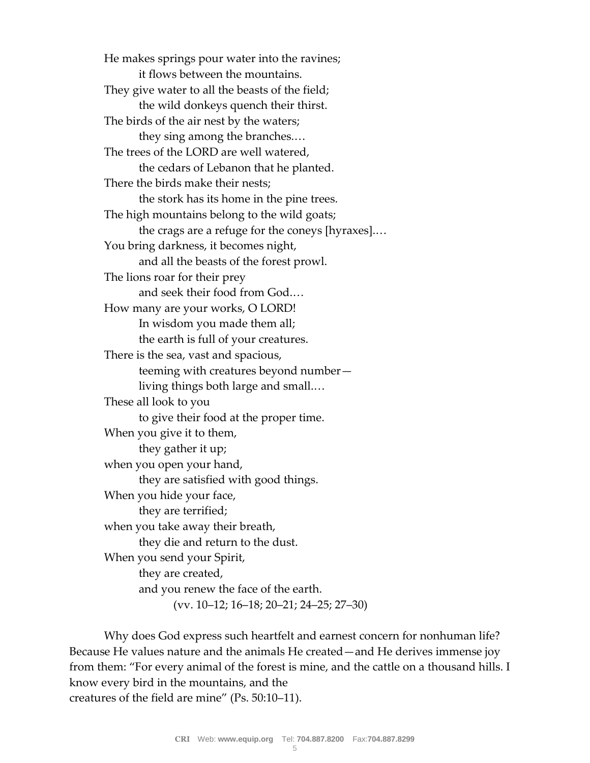> He makes springs pour water into the ravines;
> it flows between the mountains.
> They give water to all the beasts of the field;
> the wild donkeys quench their thirst.
> The birds of the air nest by the waters;
> they sing among the branches.…
> The trees of the LORD are well watered,
> the cedars of Lebanon that he planted.
> There the birds make their nests;
> the stork has its home in the pine trees.
> The high mountains belong to the wild goats;
> the crags are a refuge for the coneys [hyraxes].…
> You bring darkness, it becomes night,
> and all the beasts of the forest prowl.
> The lions roar for their prey
> and seek their food from God.…
> How many are your works, O LORD!
> In wisdom you made them all;
> the earth is full of your creatures.
> There is the sea, vast and spacious,
> teeming with creatures beyond number—
> living things both large and small.…
> These all look to you
> to give their food at the proper time.
> When you give it to them,
> they gather it up;
> when you open your hand,
> they are satisfied with good things.
> When you hide your face,
> they are terrified;
> when you take away their breath,
> they die and return to the dust.
> When you send your Spirit,
> they are created,
> and you renew the face of the earth.
> (vv. 10–12; 16–18; 20–21; 24–25; 27–30)

Why does God express such heartfelt and earnest concern for nonhuman life? Because He values nature and the animals He created—and He derives immense joy from them: "For every animal of the forest is mine, and the cattle on a thousand hills. I know every bird in the mountains, and the creatures of the field are mine" (Ps. 50:10–11).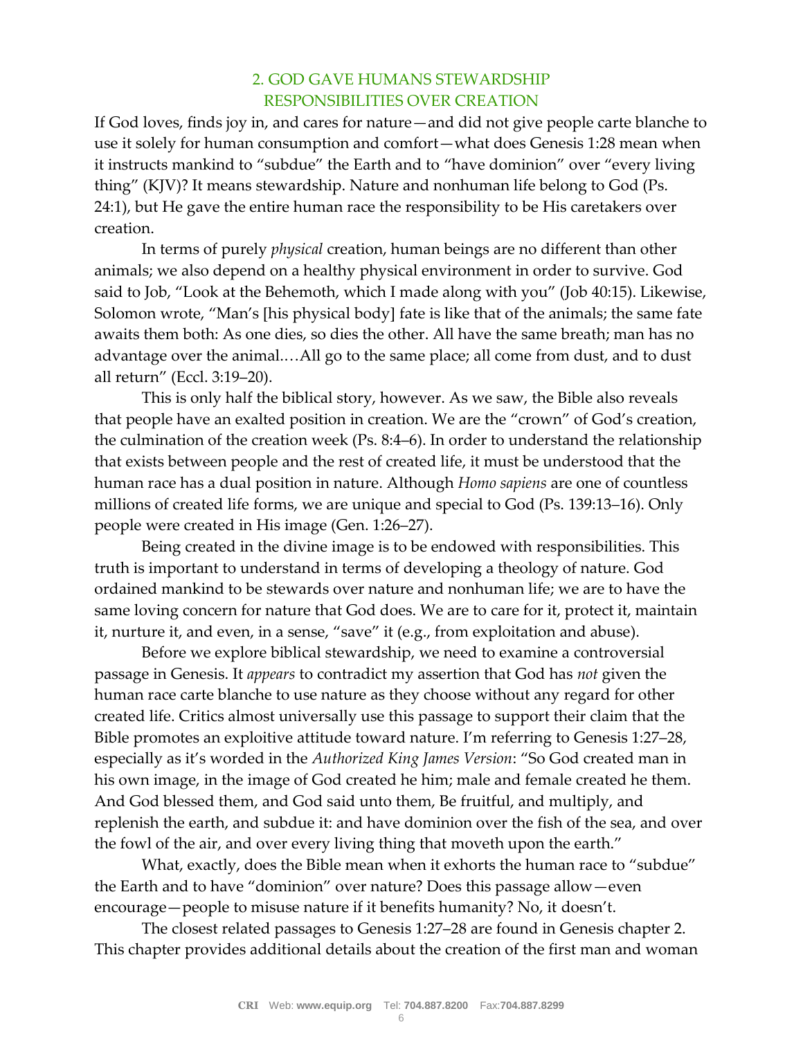## 2. GOD GAVE HUMANS STEWARDSHIP RESPONSIBILITIES OVER CREATION

If God loves, finds joy in, and cares for nature—and did not give people carte blanche to use it solely for human consumption and comfort—what does Genesis 1:28 mean when it instructs mankind to "subdue" the Earth and to "have dominion" over "every living thing" (KJV)? It means stewardship. Nature and nonhuman life belong to God (Ps. 24:1), but He gave the entire human race the responsibility to be His caretakers over creation.

In terms of purely *physical* creation, human beings are no different than other animals; we also depend on a healthy physical environment in order to survive. God said to Job, "Look at the Behemoth, which I made along with you" (Job 40:15). Likewise, Solomon wrote, "Man's [his physical body] fate is like that of the animals; the same fate awaits them both: As one dies, so dies the other. All have the same breath; man has no advantage over the animal.…All go to the same place; all come from dust, and to dust all return" (Eccl. 3:19–20).

This is only half the biblical story, however. As we saw, the Bible also reveals that people have an exalted position in creation. We are the "crown" of God's creation, the culmination of the creation week (Ps. 8:4–6). In order to understand the relationship that exists between people and the rest of created life, it must be understood that the human race has a dual position in nature. Although *Homo sapiens* are one of countless millions of created life forms, we are unique and special to God (Ps. 139:13–16). Only people were created in His image (Gen. 1:26–27).

Being created in the divine image is to be endowed with responsibilities. This truth is important to understand in terms of developing a theology of nature. God ordained mankind to be stewards over nature and nonhuman life; we are to have the same loving concern for nature that God does. We are to care for it, protect it, maintain it, nurture it, and even, in a sense, "save" it (e.g., from exploitation and abuse).

Before we explore biblical stewardship, we need to examine a controversial passage in Genesis. It *appears* to contradict my assertion that God has *not* given the human race carte blanche to use nature as they choose without any regard for other created life. Critics almost universally use this passage to support their claim that the Bible promotes an exploitive attitude toward nature. I'm referring to Genesis 1:27–28, especially as it's worded in the *Authorized King James Version*: "So God created man in his own image, in the image of God created he him; male and female created he them. And God blessed them, and God said unto them, Be fruitful, and multiply, and replenish the earth, and subdue it: and have dominion over the fish of the sea, and over the fowl of the air, and over every living thing that moveth upon the earth."

What, exactly, does the Bible mean when it exhorts the human race to "subdue" the Earth and to have "dominion" over nature? Does this passage allow—even encourage—people to misuse nature if it benefits humanity? No, it doesn't.

The closest related passages to Genesis 1:27–28 are found in Genesis chapter 2. This chapter provides additional details about the creation of the first man and woman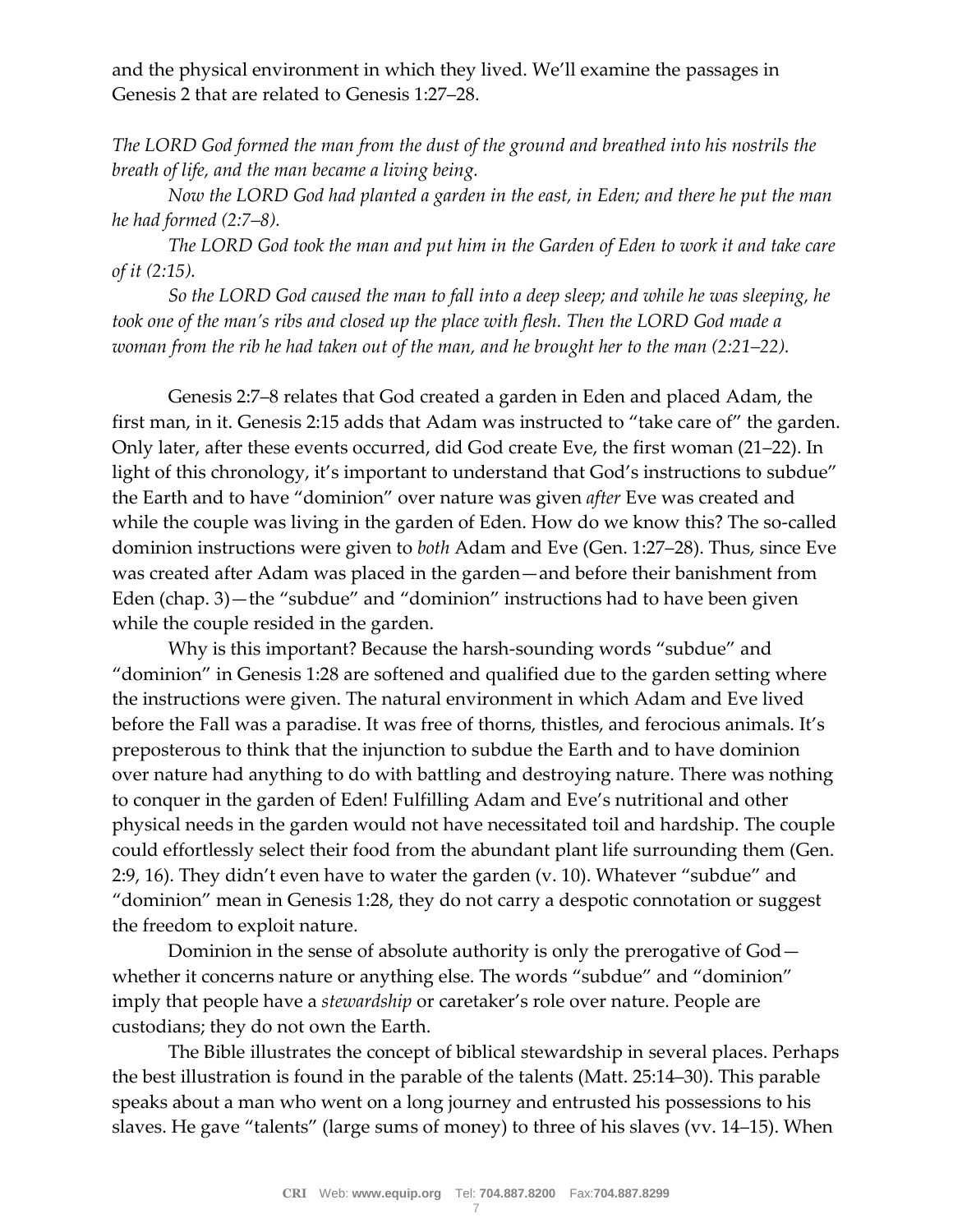and the physical environment in which they lived. We'll examine the passages in Genesis 2 that are related to Genesis 1:27–28.

*The LORD God formed the man from the dust of the ground and breathed into his nostrils the breath of life, and the man became a living being.*

*Now the LORD God had planted a garden in the east, in Eden; and there he put the man he had formed (2:7–8).*

*The LORD God took the man and put him in the Garden of Eden to work it and take care of it (2:15).*

*So the LORD God caused the man to fall into a deep sleep; and while he was sleeping, he took one of the man's ribs and closed up the place with flesh. Then the LORD God made a woman from the rib he had taken out of the man, and he brought her to the man (2:21–22).*

Genesis 2:7–8 relates that God created a garden in Eden and placed Adam, the first man, in it. Genesis 2:15 adds that Adam was instructed to "take care of" the garden. Only later, after these events occurred, did God create Eve, the first woman (21–22). In light of this chronology, it's important to understand that God's instructions to subdue" the Earth and to have "dominion" over nature was given *after* Eve was created and while the couple was living in the garden of Eden. How do we know this? The so-called dominion instructions were given to *both* Adam and Eve (Gen. 1:27–28). Thus, since Eve was created after Adam was placed in the garden—and before their banishment from Eden (chap. 3)—the "subdue" and "dominion" instructions had to have been given while the couple resided in the garden.

Why is this important? Because the harsh-sounding words "subdue" and "dominion" in Genesis 1:28 are softened and qualified due to the garden setting where the instructions were given. The natural environment in which Adam and Eve lived before the Fall was a paradise. It was free of thorns, thistles, and ferocious animals. It's preposterous to think that the injunction to subdue the Earth and to have dominion over nature had anything to do with battling and destroying nature. There was nothing to conquer in the garden of Eden! Fulfilling Adam and Eve's nutritional and other physical needs in the garden would not have necessitated toil and hardship. The couple could effortlessly select their food from the abundant plant life surrounding them (Gen. 2:9, 16). They didn't even have to water the garden (v. 10). Whatever "subdue" and "dominion" mean in Genesis 1:28, they do not carry a despotic connotation or suggest the freedom to exploit nature.

Dominion in the sense of absolute authority is only the prerogative of God—whether it concerns nature or anything else. The words "subdue" and "dominion" imply that people have a *stewardship* or caretaker's role over nature. People are custodians; they do not own the Earth.

The Bible illustrates the concept of biblical stewardship in several places. Perhaps the best illustration is found in the parable of the talents (Matt. 25:14–30). This parable speaks about a man who went on a long journey and entrusted his possessions to his slaves. He gave "talents" (large sums of money) to three of his slaves (vv. 14–15). When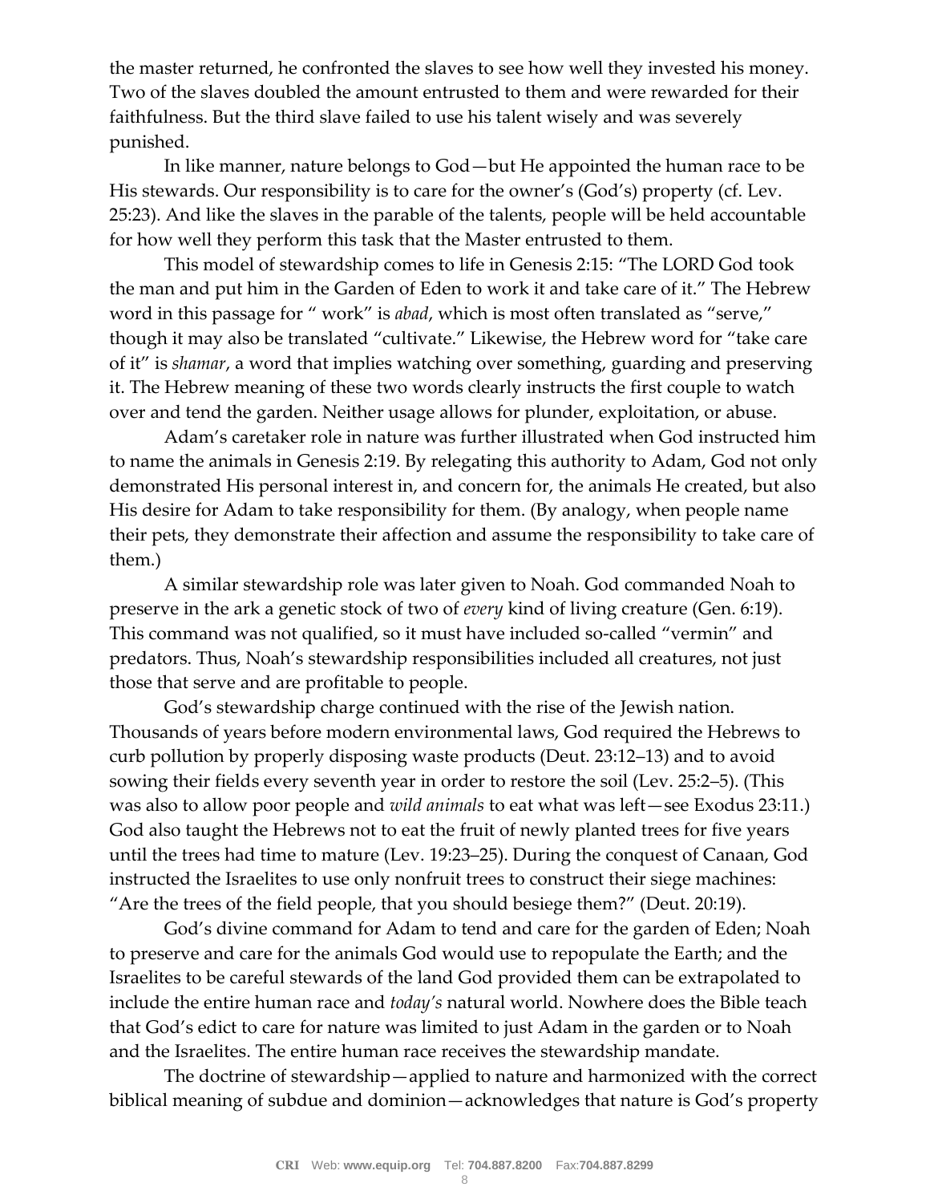the master returned, he confronted the slaves to see how well they invested his money. Two of the slaves doubled the amount entrusted to them and were rewarded for their faithfulness. But the third slave failed to use his talent wisely and was severely punished.

In like manner, nature belongs to God—but He appointed the human race to be His stewards. Our responsibility is to care for the owner's (God's) property (cf. Lev. 25:23). And like the slaves in the parable of the talents, people will be held accountable for how well they perform this task that the Master entrusted to them.

This model of stewardship comes to life in Genesis 2:15: "The LORD God took the man and put him in the Garden of Eden to work it and take care of it." The Hebrew word in this passage for " work" is *abad*, which is most often translated as "serve," though it may also be translated "cultivate." Likewise, the Hebrew word for "take care of it" is *shamar*, a word that implies watching over something, guarding and preserving it. The Hebrew meaning of these two words clearly instructs the first couple to watch over and tend the garden. Neither usage allows for plunder, exploitation, or abuse.

Adam's caretaker role in nature was further illustrated when God instructed him to name the animals in Genesis 2:19. By relegating this authority to Adam, God not only demonstrated His personal interest in, and concern for, the animals He created, but also His desire for Adam to take responsibility for them. (By analogy, when people name their pets, they demonstrate their affection and assume the responsibility to take care of them.)

A similar stewardship role was later given to Noah. God commanded Noah to preserve in the ark a genetic stock of two of *every* kind of living creature (Gen. 6:19). This command was not qualified, so it must have included so-called "vermin" and predators. Thus, Noah's stewardship responsibilities included all creatures, not just those that serve and are profitable to people.

God's stewardship charge continued with the rise of the Jewish nation. Thousands of years before modern environmental laws, God required the Hebrews to curb pollution by properly disposing waste products (Deut. 23:12–13) and to avoid sowing their fields every seventh year in order to restore the soil (Lev. 25:2–5). (This was also to allow poor people and *wild animals* to eat what was left—see Exodus 23:11.) God also taught the Hebrews not to eat the fruit of newly planted trees for five years until the trees had time to mature (Lev. 19:23–25). During the conquest of Canaan, God instructed the Israelites to use only nonfruit trees to construct their siege machines: "Are the trees of the field people, that you should besiege them?" (Deut. 20:19).

God's divine command for Adam to tend and care for the garden of Eden; Noah to preserve and care for the animals God would use to repopulate the Earth; and the Israelites to be careful stewards of the land God provided them can be extrapolated to include the entire human race and *today's* natural world. Nowhere does the Bible teach that God's edict to care for nature was limited to just Adam in the garden or to Noah and the Israelites. The entire human race receives the stewardship mandate.

The doctrine of stewardship—applied to nature and harmonized with the correct biblical meaning of subdue and dominion—acknowledges that nature is God's property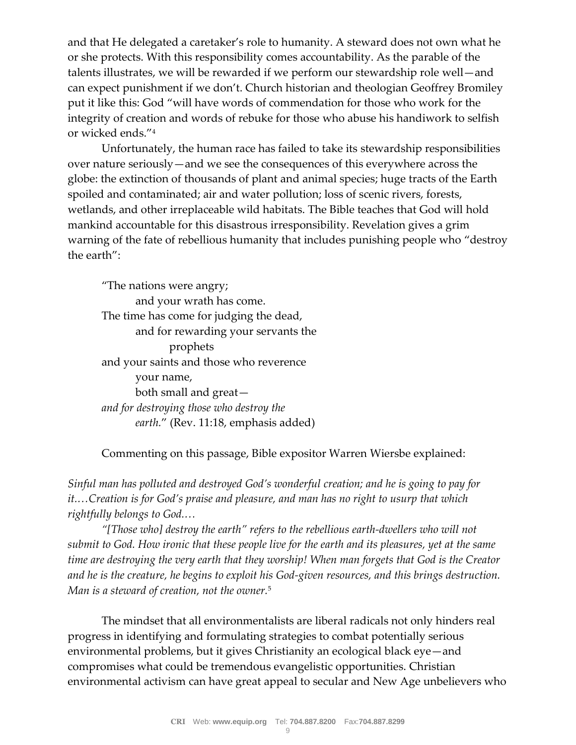and that He delegated a caretaker's role to humanity. A steward does not own what he or she protects. With this responsibility comes accountability. As the parable of the talents illustrates, we will be rewarded if we perform our stewardship role well—and can expect punishment if we don't. Church historian and theologian Geoffrey Bromiley put it like this: God "will have words of commendation for those who work for the integrity of creation and words of rebuke for those who abuse his handiwork to selfish or wicked ends."[4]

Unfortunately, the human race has failed to take its stewardship responsibilities over nature seriously—and we see the consequences of this everywhere across the globe: the extinction of thousands of plant and animal species; huge tracts of the Earth spoiled and contaminated; air and water pollution; loss of scenic rivers, forests, wetlands, and other irreplaceable wild habitats. The Bible teaches that God will hold mankind accountable for this disastrous irresponsibility. Revelation gives a grim warning of the fate of rebellious humanity that includes punishing people who "destroy the earth":

> "The nations were angry;
> and your wrath has come.
> The time has come for judging the dead,
> and for rewarding your servants the prophets
> and your saints and those who reverence your name,
> both small and great—
> *and for destroying those who destroy the earth.*" (Rev. 11:18, emphasis added)

Commenting on this passage, Bible expositor Warren Wiersbe explained:

*Sinful man has polluted and destroyed God's wonderful creation; and he is going to pay for it.…Creation is for God's praise and pleasure, and man has no right to usurp that which rightfully belongs to God.…*

*"[Those who] destroy the earth" refers to the rebellious earth-dwellers who will not submit to God. How ironic that these people live for the earth and its pleasures, yet at the same time are destroying the very earth that they worship! When man forgets that God is the Creator and he is the creature, he begins to exploit his God-given resources, and this brings destruction. Man is a steward of creation, not the owner.*[5]

The mindset that all environmentalists are liberal radicals not only hinders real progress in identifying and formulating strategies to combat potentially serious environmental problems, but it gives Christianity an ecological black eye—and compromises what could be tremendous evangelistic opportunities. Christian environmental activism can have great appeal to secular and New Age unbelievers who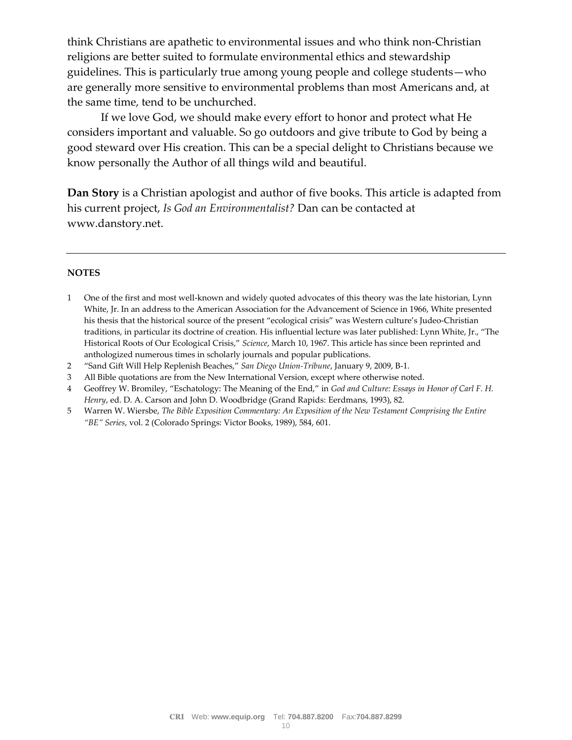think Christians are apathetic to environmental issues and who think non-Christian religions are better suited to formulate environmental ethics and stewardship guidelines. This is particularly true among young people and college students—who are generally more sensitive to environmental problems than most Americans and, at the same time, tend to be unchurched.

If we love God, we should make every effort to honor and protect what He considers important and valuable. So go outdoors and give tribute to God by being a good steward over His creation. This can be a special delight to Christians because we know personally the Author of all things wild and beautiful.

**Dan Story** is a Christian apologist and author of five books. This article is adapted from his current project, *Is God an Environmentalist?* Dan can be contacted at www.danstory.net.

---

**NOTES**

1 One of the first and most well-known and widely quoted advocates of this theory was the late historian, Lynn White, Jr. In an address to the American Association for the Advancement of Science in 1966, White presented his thesis that the historical source of the present "ecological crisis" was Western culture's Judeo-Christian traditions, in particular its doctrine of creation. His influential lecture was later published: Lynn White, Jr., "The Historical Roots of Our Ecological Crisis," *Science*, March 10, 1967. This article has since been reprinted and anthologized numerous times in scholarly journals and popular publications.

2 "Sand Gift Will Help Replenish Beaches," *San Diego Union-Tribune*, January 9, 2009, B-1.

3 All Bible quotations are from the New International Version, except where otherwise noted.

4 Geoffrey W. Bromiley, "Eschatology: The Meaning of the End," in *God and Culture: Essays in Honor of Carl F. H. Henry*, ed. D. A. Carson and John D. Woodbridge (Grand Rapids: Eerdmans, 1993), 82.

5 Warren W. Wiersbe, *The Bible Exposition Commentary: An Exposition of the New Testament Comprising the Entire "BE" Series*, vol. 2 (Colorado Springs: Victor Books, 1989), 584, 601.